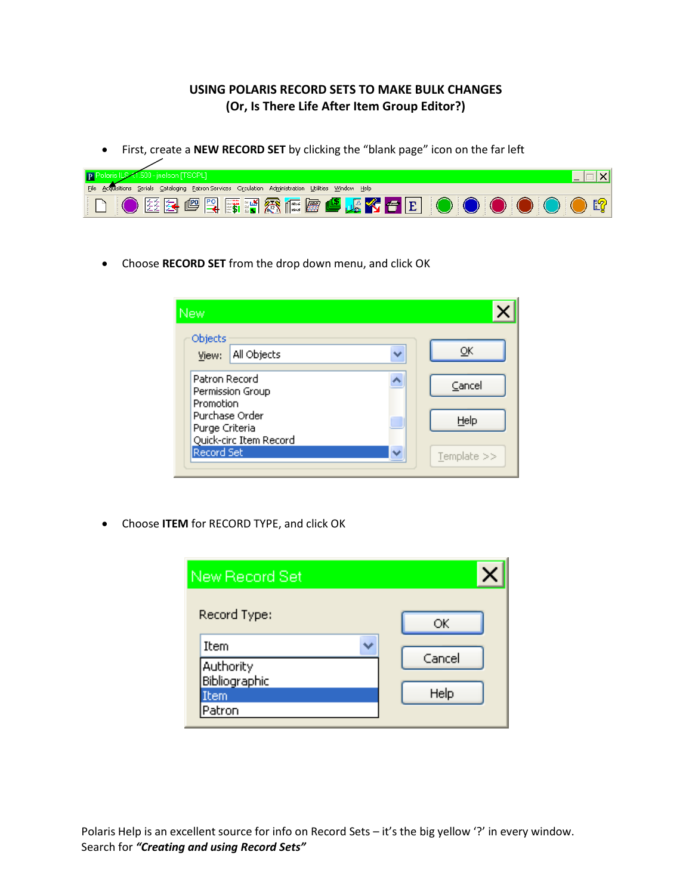# USING POLARIS RECORD SETS TO MAKE BULK CHANGES
## (Or, Is There Life After Item Group Editor?)

- First, create a **NEW RECORD SET** by clicking the "blank page" icon on the far left

- Choose **RECORD SET** from the drop down menu, and click OK

- Choose **ITEM** for RECORD TYPE, and click OK

Polaris Help is an excellent source for info on Record Sets – it's the big yellow '?' in every window. Search for ***"Creating and using Record Sets"***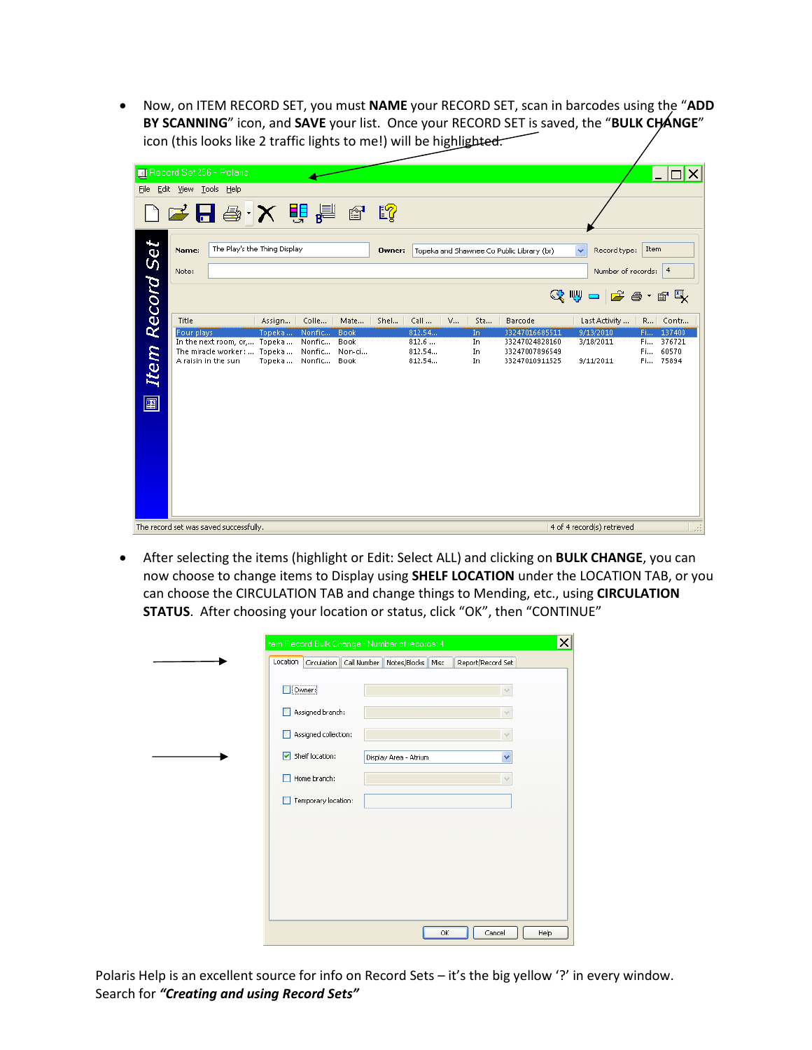- Now, on ITEM RECORD SET, you must **NAME** your RECORD SET, scan in barcodes using the "**ADD BY SCANNING**" icon, and **SAVE** your list. Once your RECORD SET is saved, the "**BULK CHANGE**" icon (this looks like 2 traffic lights to me!) will be highlighted.

- After selecting the items (highlight or Edit: Select ALL) and clicking on **BULK CHANGE**, you can now choose to change items to Display using **SHELF LOCATION** under the LOCATION TAB, or you can choose the CIRCULATION TAB and change things to Mending, etc., using **CIRCULATION STATUS**. After choosing your location or status, click "OK", then "CONTINUE"

Polaris Help is an excellent source for info on Record Sets – it's the big yellow '?' in every window. Search for ***"Creating and using Record Sets"***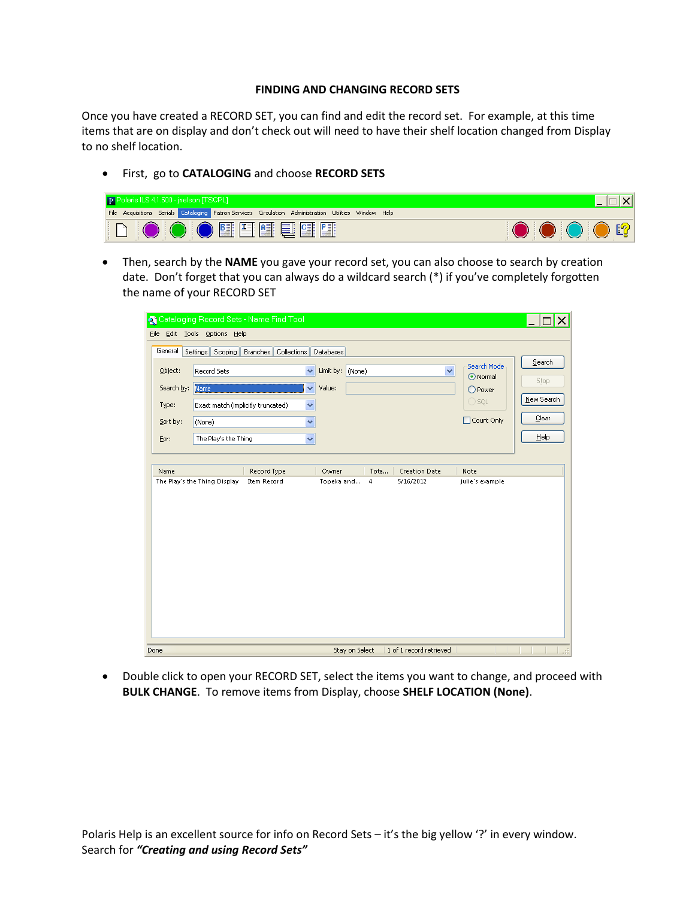**FINDING AND CHANGING RECORD SETS**

Once you have created a RECORD SET, you can find and edit the record set. For example, at this time items that are on display and don't check out will need to have their shelf location changed from Display to no shelf location.

- First, go to **CATALOGING** and choose **RECORD SETS**

- Then, search by the **NAME** you gave your record set, you can also choose to search by creation date. Don't forget that you can always do a wildcard search (*) if you've completely forgotten the name of your RECORD SET

- Double click to open your RECORD SET, select the items you want to change, and proceed with **BULK CHANGE**. To remove items from Display, choose **SHELF LOCATION (None)**.

Polaris Help is an excellent source for info on Record Sets – it's the big yellow '?' in every window. Search for ***"Creating and using Record Sets"***